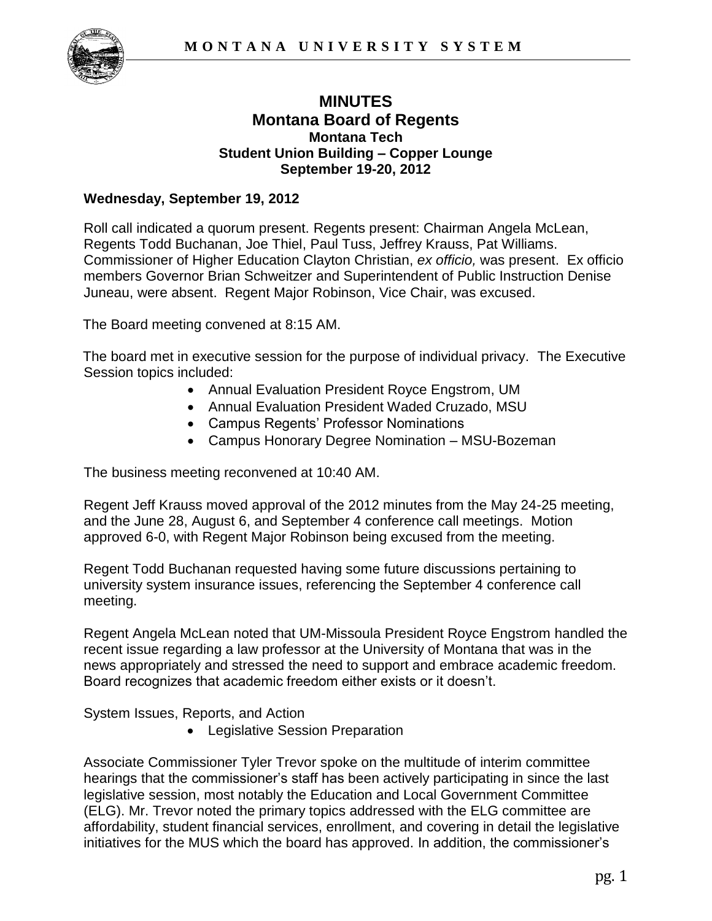# MINUTES
## Montana Board of Regents
### Montana Tech
### Student Union Building – Copper Lounge
### September 19-20, 2012

**Wednesday, September 19, 2012**

Roll call indicated a quorum present. Regents present: Chairman Angela McLean, Regents Todd Buchanan, Joe Thiel, Paul Tuss, Jeffrey Krauss, Pat Williams. Commissioner of Higher Education Clayton Christian, *ex officio,* was present. Ex officio members Governor Brian Schweitzer and Superintendent of Public Instruction Denise Juneau, were absent. Regent Major Robinson, Vice Chair, was excused.

The Board meeting convened at 8:15 AM.

The board met in executive session for the purpose of individual privacy. The Executive Session topics included:

- Annual Evaluation President Royce Engstrom, UM
- Annual Evaluation President Waded Cruzado, MSU
- Campus Regents' Professor Nominations
- Campus Honorary Degree Nomination – MSU-Bozeman

The business meeting reconvened at 10:40 AM.

Regent Jeff Krauss moved approval of the 2012 minutes from the May 24-25 meeting, and the June 28, August 6, and September 4 conference call meetings. Motion approved 6-0, with Regent Major Robinson being excused from the meeting.

Regent Todd Buchanan requested having some future discussions pertaining to university system insurance issues, referencing the September 4 conference call meeting.

Regent Angela McLean noted that UM-Missoula President Royce Engstrom handled the recent issue regarding a law professor at the University of Montana that was in the news appropriately and stressed the need to support and embrace academic freedom. Board recognizes that academic freedom either exists or it doesn't.

System Issues, Reports, and Action

- Legislative Session Preparation

Associate Commissioner Tyler Trevor spoke on the multitude of interim committee hearings that the commissioner's staff has been actively participating in since the last legislative session, most notably the Education and Local Government Committee (ELG). Mr. Trevor noted the primary topics addressed with the ELG committee are affordability, student financial services, enrollment, and covering in detail the legislative initiatives for the MUS which the board has approved. In addition, the commissioner's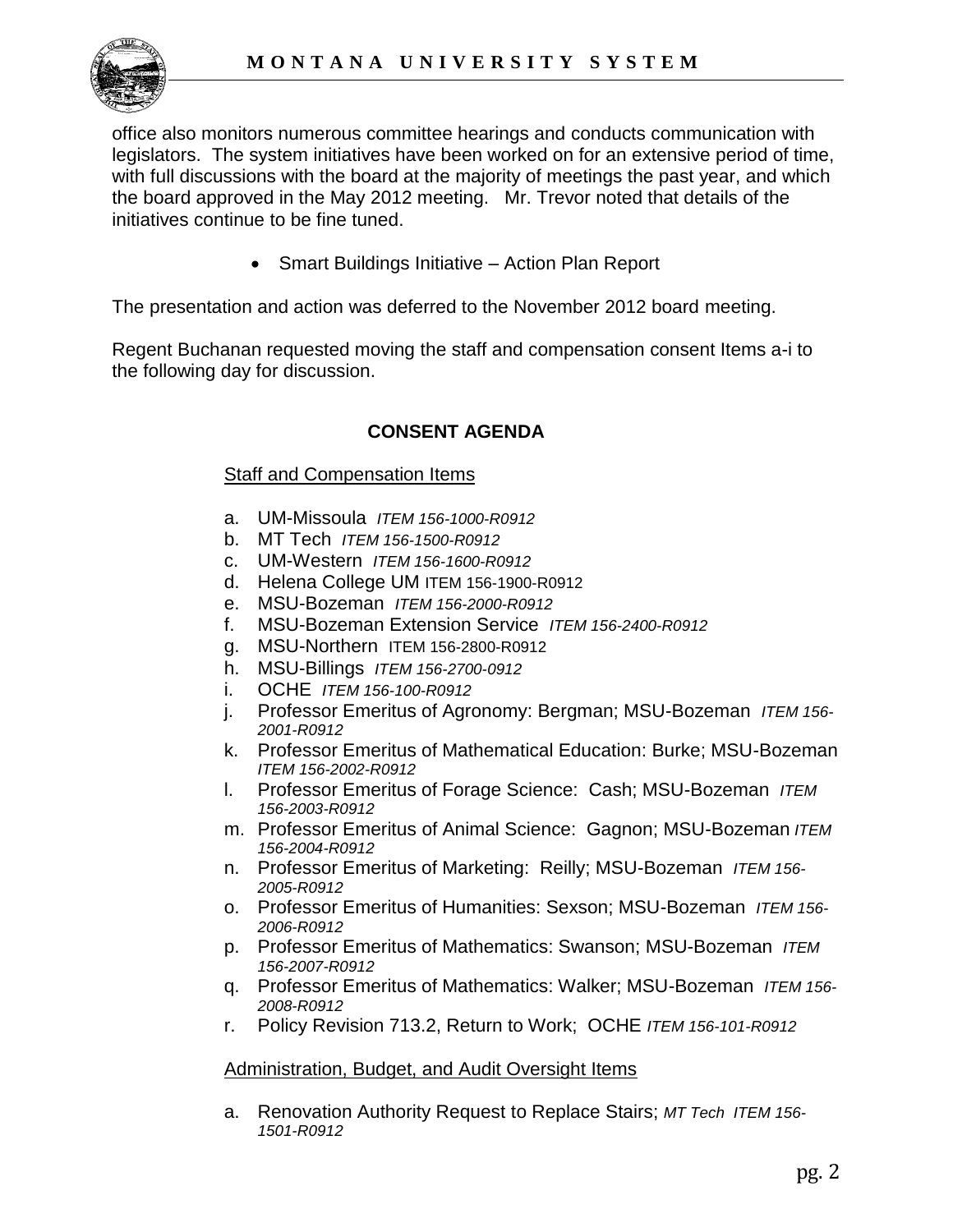office also monitors numerous committee hearings and conducts communication with legislators. The system initiatives have been worked on for an extensive period of time, with full discussions with the board at the majority of meetings the past year, and which the board approved in the May 2012 meeting. Mr. Trevor noted that details of the initiatives continue to be fine tuned.

- Smart Buildings Initiative – Action Plan Report

The presentation and action was deferred to the November 2012 board meeting.

Regent Buchanan requested moving the staff and compensation consent Items a-i to the following day for discussion.

## CONSENT AGENDA

Staff and Compensation Items

a. UM-Missoula *ITEM 156-1000-R0912*
b. MT Tech *ITEM 156-1500-R0912*
c. UM-Western *ITEM 156-1600-R0912*
d. Helena College UM ITEM 156-1900-R0912
e. MSU-Bozeman *ITEM 156-2000-R0912*
f. MSU-Bozeman Extension Service *ITEM 156-2400-R0912*
g. MSU-Northern ITEM 156-2800-R0912
h. MSU-Billings *ITEM 156-2700-0912*
i. OCHE *ITEM 156-100-R0912*
j. Professor Emeritus of Agronomy: Bergman; MSU-Bozeman *ITEM 156-2001-R0912*
k. Professor Emeritus of Mathematical Education: Burke; MSU-Bozeman *ITEM 156-2002-R0912*
l. Professor Emeritus of Forage Science: Cash; MSU-Bozeman *ITEM 156-2003-R0912*
m. Professor Emeritus of Animal Science: Gagnon; MSU-Bozeman *ITEM 156-2004-R0912*
n. Professor Emeritus of Marketing: Reilly; MSU-Bozeman *ITEM 156-2005-R0912*
o. Professor Emeritus of Humanities: Sexson; MSU-Bozeman *ITEM 156-2006-R0912*
p. Professor Emeritus of Mathematics: Swanson; MSU-Bozeman *ITEM 156-2007-R0912*
q. Professor Emeritus of Mathematics: Walker; MSU-Bozeman *ITEM 156-2008-R0912*
r. Policy Revision 713.2, Return to Work; OCHE *ITEM 156-101-R0912*

Administration, Budget, and Audit Oversight Items

a. Renovation Authority Request to Replace Stairs; *MT Tech ITEM 156-1501-R0912*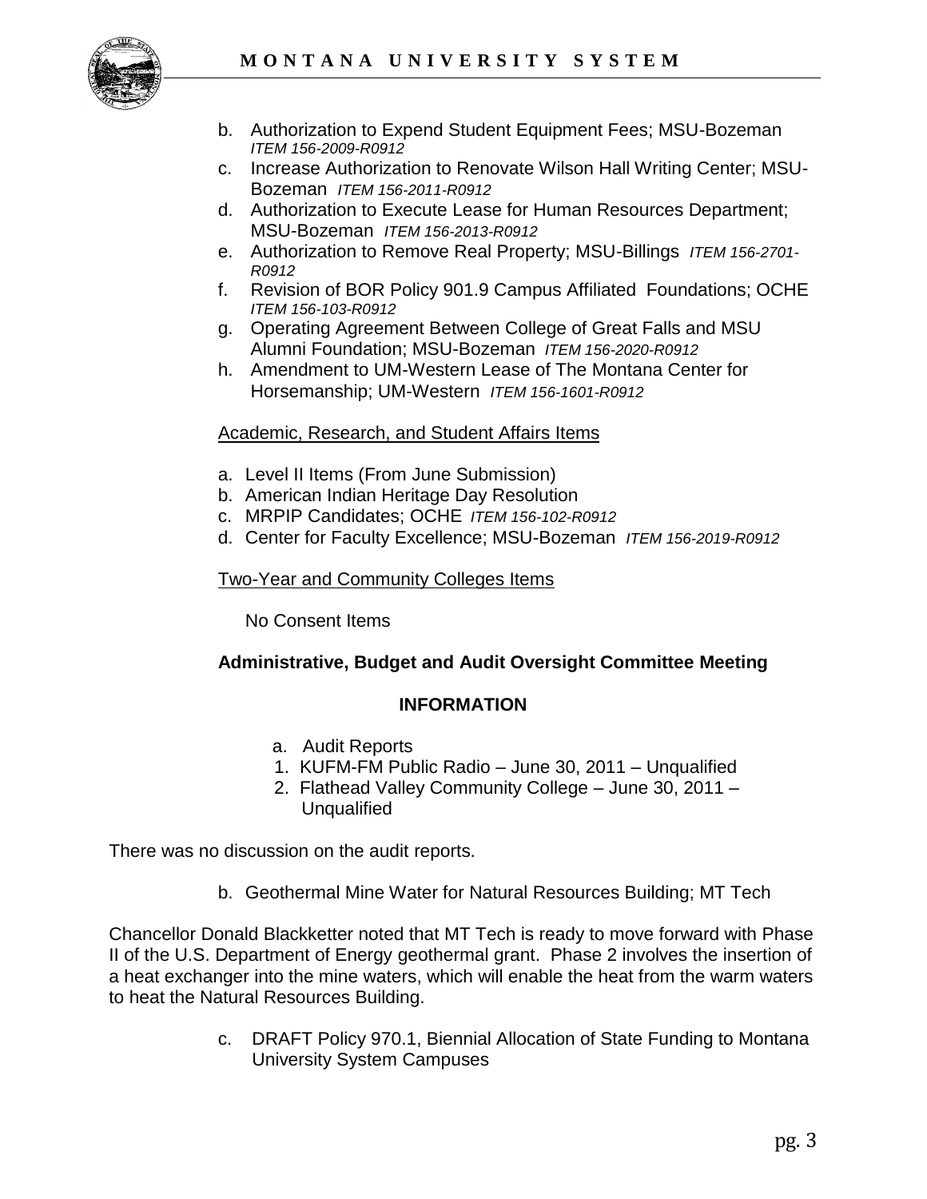b. Authorization to Expend Student Equipment Fees; MSU-Bozeman *ITEM 156-2009-R0912*
c. Increase Authorization to Renovate Wilson Hall Writing Center; MSU-Bozeman *ITEM 156-2011-R0912*
d. Authorization to Execute Lease for Human Resources Department; MSU-Bozeman *ITEM 156-2013-R0912*
e. Authorization to Remove Real Property; MSU-Billings *ITEM 156-2701-R0912*
f. Revision of BOR Policy 901.9 Campus Affiliated Foundations; OCHE *ITEM 156-103-R0912*
g. Operating Agreement Between College of Great Falls and MSU Alumni Foundation; MSU-Bozeman *ITEM 156-2020-R0912*
h. Amendment to UM-Western Lease of The Montana Center for Horsemanship; UM-Western *ITEM 156-1601-R0912*

Academic, Research, and Student Affairs Items

a. Level II Items (From June Submission)
b. American Indian Heritage Day Resolution
c. MRPIP Candidates; OCHE *ITEM 156-102-R0912*
d. Center for Faculty Excellence; MSU-Bozeman *ITEM 156-2019-R0912*

Two-Year and Community Colleges Items

No Consent Items

**Administrative, Budget and Audit Oversight Committee Meeting**

**INFORMATION**

a. Audit Reports
1. KUFM-FM Public Radio – June 30, 2011 – Unqualified
2. Flathead Valley Community College – June 30, 2011 – Unqualified

There was no discussion on the audit reports.

b. Geothermal Mine Water for Natural Resources Building; MT Tech

Chancellor Donald Blackketter noted that MT Tech is ready to move forward with Phase II of the U.S. Department of Energy geothermal grant. Phase 2 involves the insertion of a heat exchanger into the mine waters, which will enable the heat from the warm waters to heat the Natural Resources Building.

c. DRAFT Policy 970.1, Biennial Allocation of State Funding to Montana University System Campuses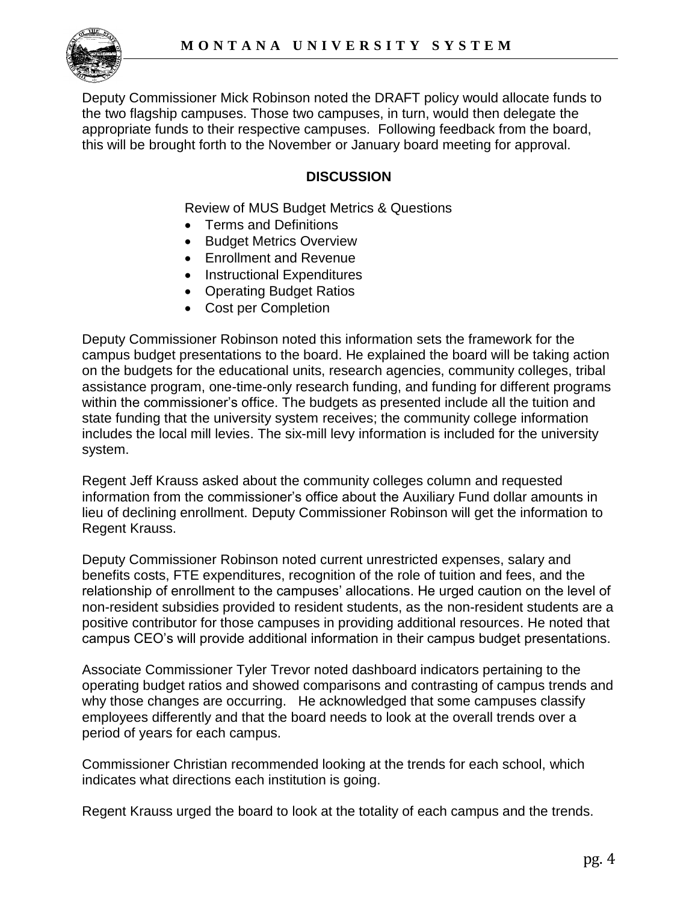Deputy Commissioner Mick Robinson noted the DRAFT policy would allocate funds to the two flagship campuses. Those two campuses, in turn, would then delegate the appropriate funds to their respective campuses. Following feedback from the board, this will be brought forth to the November or January board meeting for approval.

## DISCUSSION

Review of MUS Budget Metrics & Questions

- Terms and Definitions
- Budget Metrics Overview
- Enrollment and Revenue
- Instructional Expenditures
- Operating Budget Ratios
- Cost per Completion

Deputy Commissioner Robinson noted this information sets the framework for the campus budget presentations to the board. He explained the board will be taking action on the budgets for the educational units, research agencies, community colleges, tribal assistance program, one-time-only research funding, and funding for different programs within the commissioner's office. The budgets as presented include all the tuition and state funding that the university system receives; the community college information includes the local mill levies. The six-mill levy information is included for the university system.

Regent Jeff Krauss asked about the community colleges column and requested information from the commissioner's office about the Auxiliary Fund dollar amounts in lieu of declining enrollment. Deputy Commissioner Robinson will get the information to Regent Krauss.

Deputy Commissioner Robinson noted current unrestricted expenses, salary and benefits costs, FTE expenditures, recognition of the role of tuition and fees, and the relationship of enrollment to the campuses' allocations. He urged caution on the level of non-resident subsidies provided to resident students, as the non-resident students are a positive contributor for those campuses in providing additional resources. He noted that campus CEO's will provide additional information in their campus budget presentations.

Associate Commissioner Tyler Trevor noted dashboard indicators pertaining to the operating budget ratios and showed comparisons and contrasting of campus trends and why those changes are occurring. He acknowledged that some campuses classify employees differently and that the board needs to look at the overall trends over a period of years for each campus.

Commissioner Christian recommended looking at the trends for each school, which indicates what directions each institution is going.

Regent Krauss urged the board to look at the totality of each campus and the trends.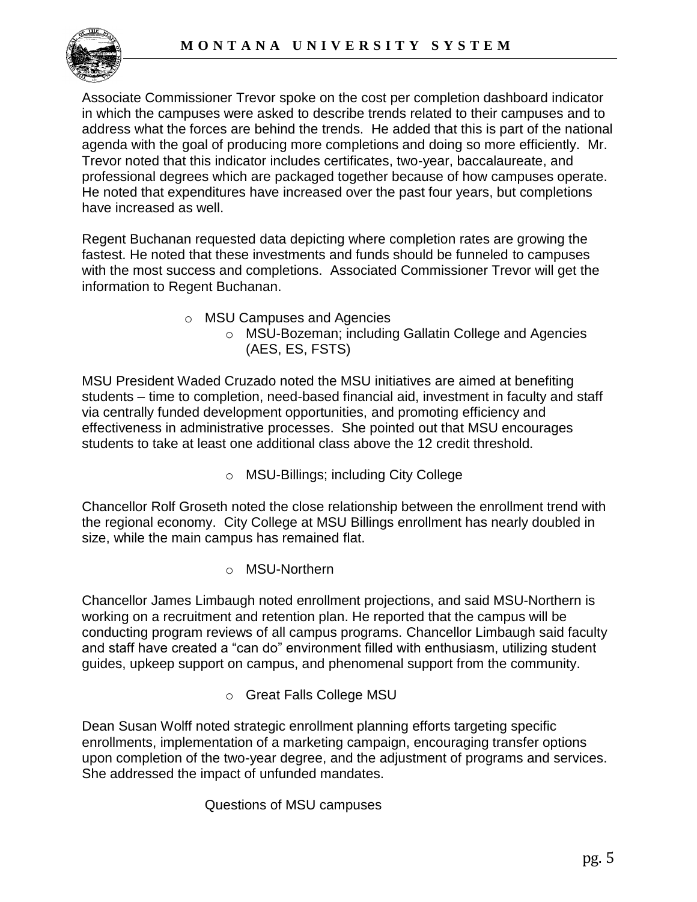Associate Commissioner Trevor spoke on the cost per completion dashboard indicator in which the campuses were asked to describe trends related to their campuses and to address what the forces are behind the trends. He added that this is part of the national agenda with the goal of producing more completions and doing so more efficiently. Mr. Trevor noted that this indicator includes certificates, two-year, baccalaureate, and professional degrees which are packaged together because of how campuses operate. He noted that expenditures have increased over the past four years, but completions have increased as well.

Regent Buchanan requested data depicting where completion rates are growing the fastest. He noted that these investments and funds should be funneled to campuses with the most success and completions. Associated Commissioner Trevor will get the information to Regent Buchanan.

- MSU Campuses and Agencies
  - MSU-Bozeman; including Gallatin College and Agencies (AES, ES, FSTS)

MSU President Waded Cruzado noted the MSU initiatives are aimed at benefiting students – time to completion, need-based financial aid, investment in faculty and staff via centrally funded development opportunities, and promoting efficiency and effectiveness in administrative processes. She pointed out that MSU encourages students to take at least one additional class above the 12 credit threshold.

- MSU-Billings; including City College

Chancellor Rolf Groseth noted the close relationship between the enrollment trend with the regional economy. City College at MSU Billings enrollment has nearly doubled in size, while the main campus has remained flat.

- MSU-Northern

Chancellor James Limbaugh noted enrollment projections, and said MSU-Northern is working on a recruitment and retention plan. He reported that the campus will be conducting program reviews of all campus programs. Chancellor Limbaugh said faculty and staff have created a "can do" environment filled with enthusiasm, utilizing student guides, upkeep support on campus, and phenomenal support from the community.

- Great Falls College MSU

Dean Susan Wolff noted strategic enrollment planning efforts targeting specific enrollments, implementation of a marketing campaign, encouraging transfer options upon completion of the two-year degree, and the adjustment of programs and services. She addressed the impact of unfunded mandates.

Questions of MSU campuses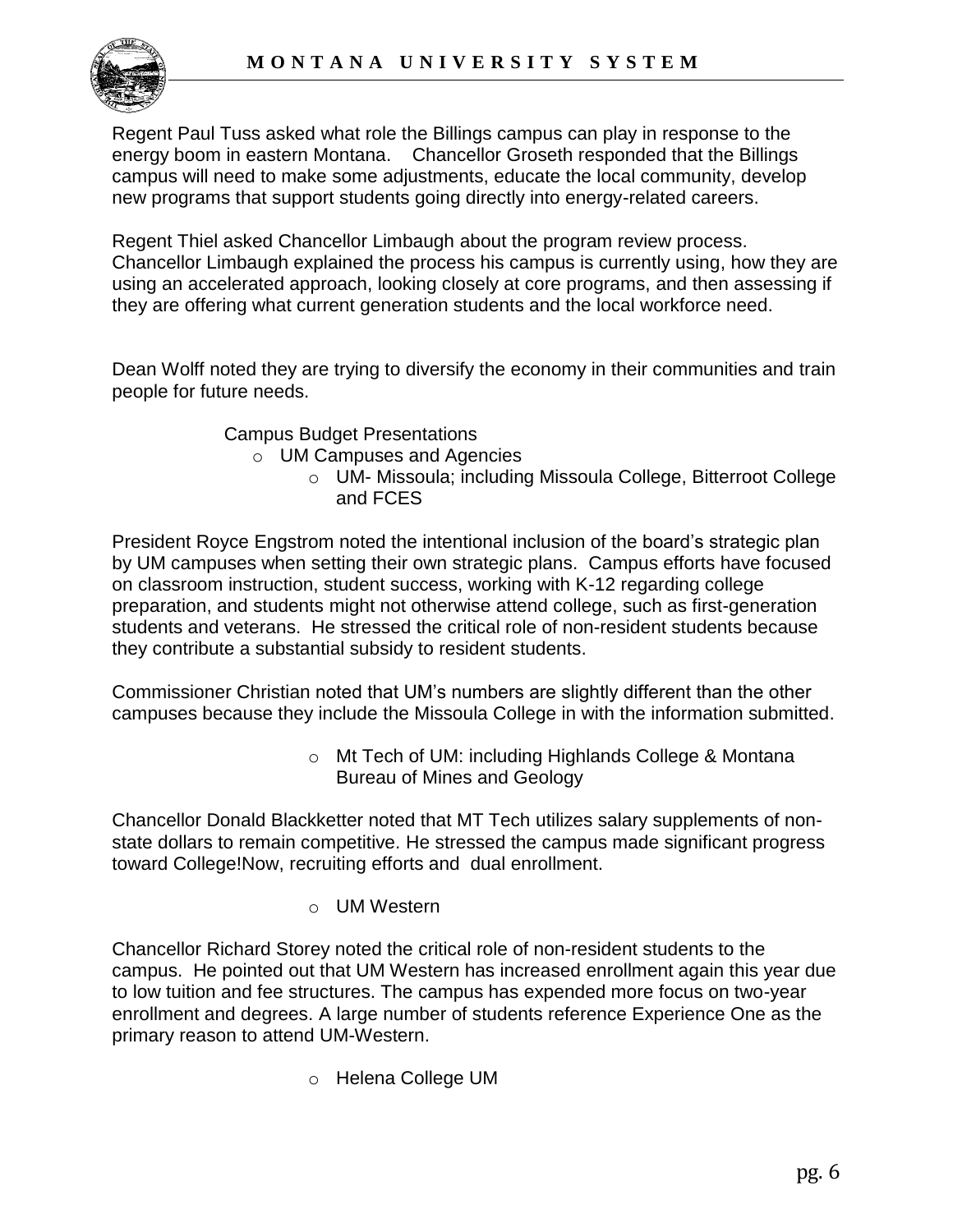Regent Paul Tuss asked what role the Billings campus can play in response to the energy boom in eastern Montana. Chancellor Groseth responded that the Billings campus will need to make some adjustments, educate the local community, develop new programs that support students going directly into energy-related careers.

Regent Thiel asked Chancellor Limbaugh about the program review process. Chancellor Limbaugh explained the process his campus is currently using, how they are using an accelerated approach, looking closely at core programs, and then assessing if they are offering what current generation students and the local workforce need.

Dean Wolff noted they are trying to diversify the economy in their communities and train people for future needs.

Campus Budget Presentations

- UM Campuses and Agencies
  - UM- Missoula; including Missoula College, Bitterroot College and FCES

President Royce Engstrom noted the intentional inclusion of the board's strategic plan by UM campuses when setting their own strategic plans. Campus efforts have focused on classroom instruction, student success, working with K-12 regarding college preparation, and students might not otherwise attend college, such as first-generation students and veterans. He stressed the critical role of non-resident students because they contribute a substantial subsidy to resident students.

Commissioner Christian noted that UM's numbers are slightly different than the other campuses because they include the Missoula College in with the information submitted.

- Mt Tech of UM: including Highlands College & Montana Bureau of Mines and Geology

Chancellor Donald Blackketter noted that MT Tech utilizes salary supplements of non-state dollars to remain competitive. He stressed the campus made significant progress toward College!Now, recruiting efforts and dual enrollment.

- UM Western

Chancellor Richard Storey noted the critical role of non-resident students to the campus. He pointed out that UM Western has increased enrollment again this year due to low tuition and fee structures. The campus has expended more focus on two-year enrollment and degrees. A large number of students reference Experience One as the primary reason to attend UM-Western.

- Helena College UM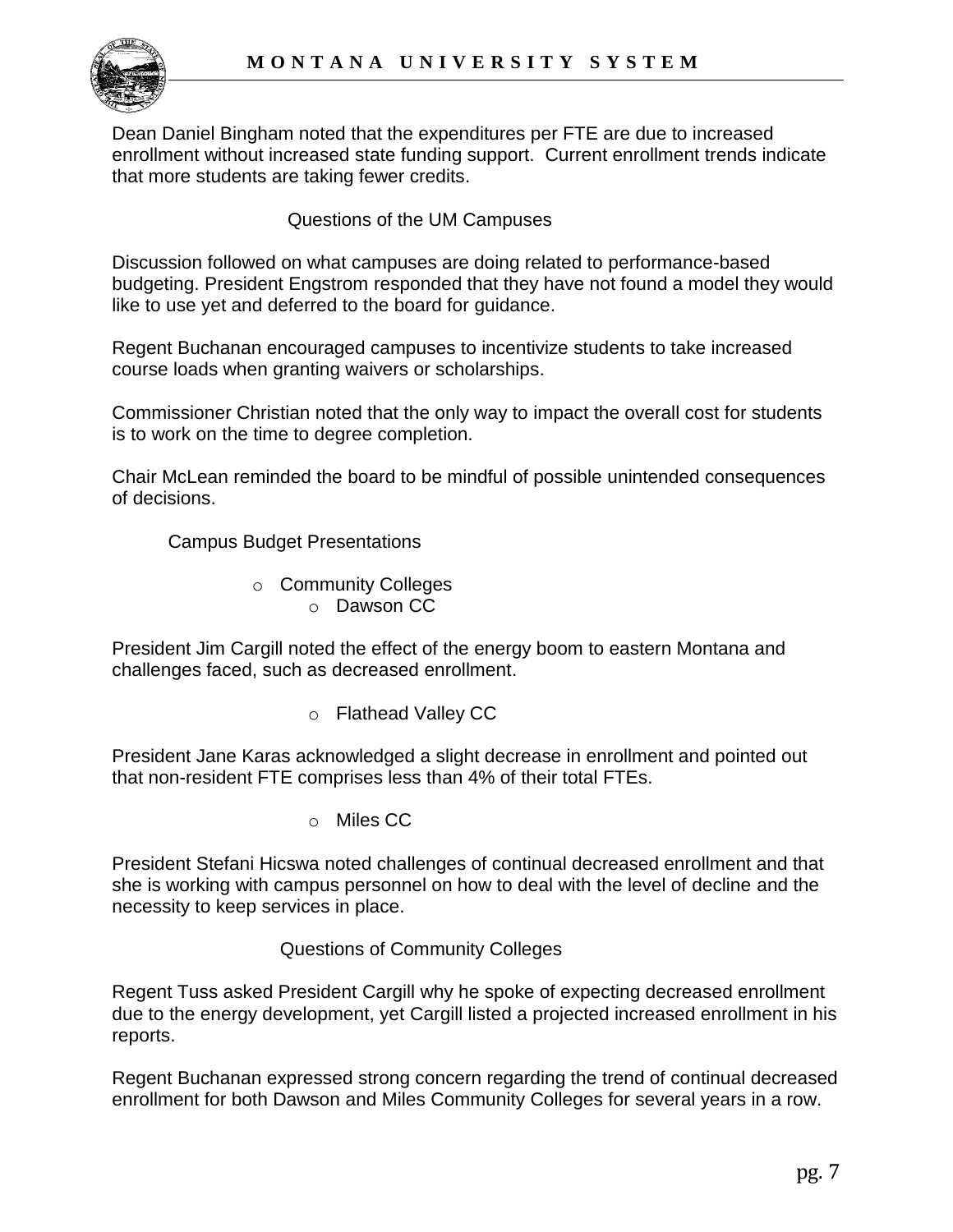Dean Daniel Bingham noted that the expenditures per FTE are due to increased enrollment without increased state funding support. Current enrollment trends indicate that more students are taking fewer credits.

Questions of the UM Campuses

Discussion followed on what campuses are doing related to performance-based budgeting. President Engstrom responded that they have not found a model they would like to use yet and deferred to the board for guidance.

Regent Buchanan encouraged campuses to incentivize students to take increased course loads when granting waivers or scholarships.

Commissioner Christian noted that the only way to impact the overall cost for students is to work on the time to degree completion.

Chair McLean reminded the board to be mindful of possible unintended consequences of decisions.

Campus Budget Presentations

- Community Colleges
  - Dawson CC

President Jim Cargill noted the effect of the energy boom to eastern Montana and challenges faced, such as decreased enrollment.

- Flathead Valley CC

President Jane Karas acknowledged a slight decrease in enrollment and pointed out that non-resident FTE comprises less than 4% of their total FTEs.

- Miles CC

President Stefani Hicswa noted challenges of continual decreased enrollment and that she is working with campus personnel on how to deal with the level of decline and the necessity to keep services in place.

Questions of Community Colleges

Regent Tuss asked President Cargill why he spoke of expecting decreased enrollment due to the energy development, yet Cargill listed a projected increased enrollment in his reports.

Regent Buchanan expressed strong concern regarding the trend of continual decreased enrollment for both Dawson and Miles Community Colleges for several years in a row.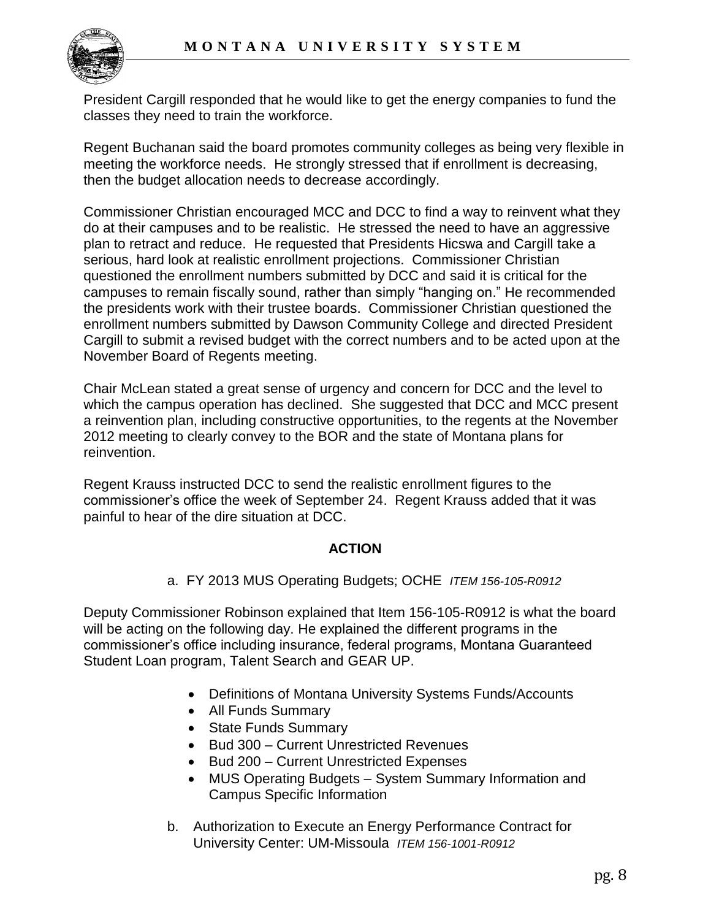President Cargill responded that he would like to get the energy companies to fund the classes they need to train the workforce.

Regent Buchanan said the board promotes community colleges as being very flexible in meeting the workforce needs. He strongly stressed that if enrollment is decreasing, then the budget allocation needs to decrease accordingly.

Commissioner Christian encouraged MCC and DCC to find a way to reinvent what they do at their campuses and to be realistic. He stressed the need to have an aggressive plan to retract and reduce. He requested that Presidents Hicswa and Cargill take a serious, hard look at realistic enrollment projections. Commissioner Christian questioned the enrollment numbers submitted by DCC and said it is critical for the campuses to remain fiscally sound, rather than simply "hanging on." He recommended the presidents work with their trustee boards. Commissioner Christian questioned the enrollment numbers submitted by Dawson Community College and directed President Cargill to submit a revised budget with the correct numbers and to be acted upon at the November Board of Regents meeting.

Chair McLean stated a great sense of urgency and concern for DCC and the level to which the campus operation has declined. She suggested that DCC and MCC present a reinvention plan, including constructive opportunities, to the regents at the November 2012 meeting to clearly convey to the BOR and the state of Montana plans for reinvention.

Regent Krauss instructed DCC to send the realistic enrollment figures to the commissioner's office the week of September 24. Regent Krauss added that it was painful to hear of the dire situation at DCC.

**ACTION**

a. FY 2013 MUS Operating Budgets; OCHE *ITEM 156-105-R0912*

Deputy Commissioner Robinson explained that Item 156-105-R0912 is what the board will be acting on the following day. He explained the different programs in the commissioner's office including insurance, federal programs, Montana Guaranteed Student Loan program, Talent Search and GEAR UP.

- Definitions of Montana University Systems Funds/Accounts
- All Funds Summary
- State Funds Summary
- Bud 300 – Current Unrestricted Revenues
- Bud 200 – Current Unrestricted Expenses
- MUS Operating Budgets – System Summary Information and Campus Specific Information

b. Authorization to Execute an Energy Performance Contract for University Center: UM-Missoula *ITEM 156-1001-R0912*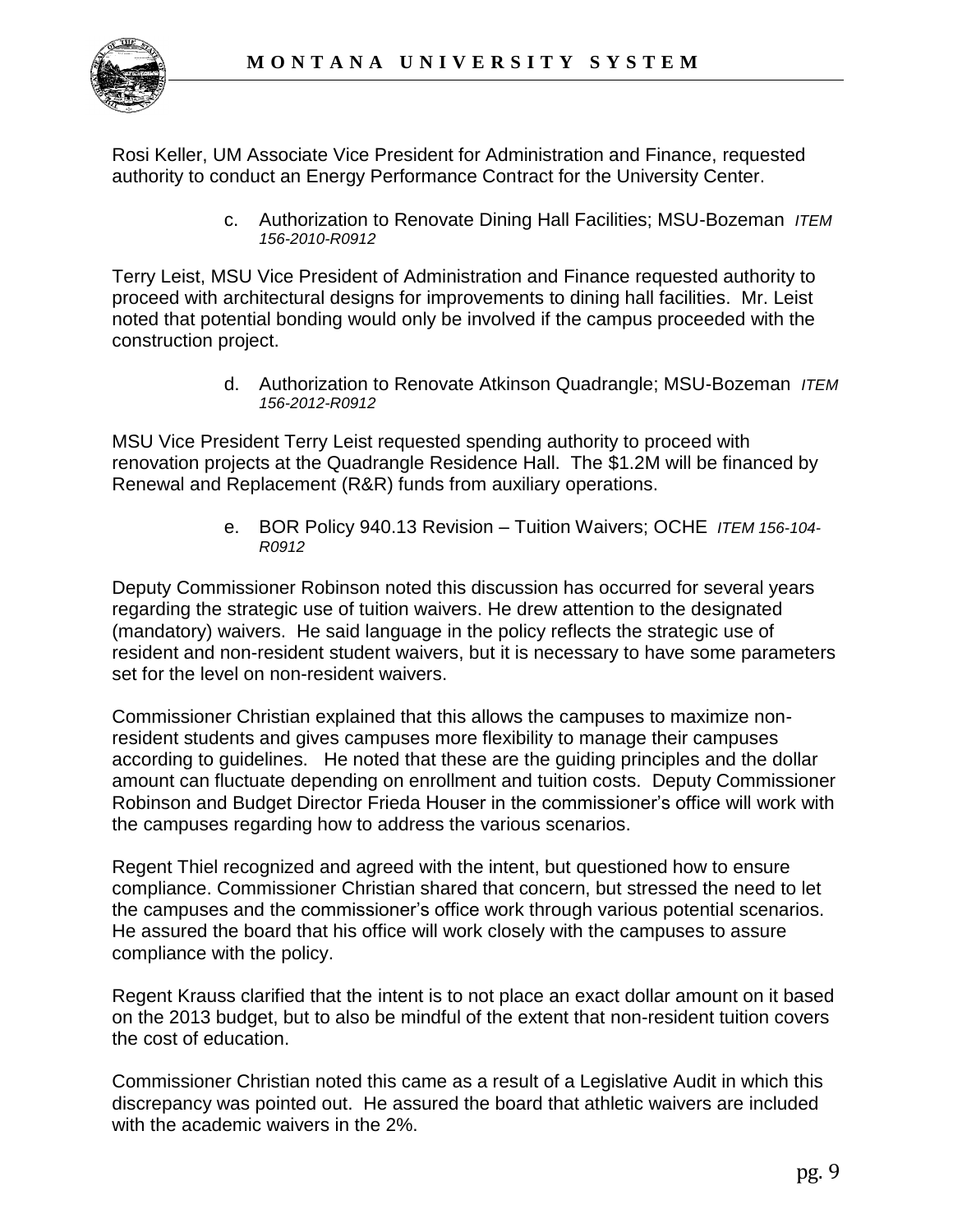Rosi Keller, UM Associate Vice President for Administration and Finance, requested authority to conduct an Energy Performance Contract for the University Center.

c. Authorization to Renovate Dining Hall Facilities; MSU-Bozeman *ITEM 156-2010-R0912*

Terry Leist, MSU Vice President of Administration and Finance requested authority to proceed with architectural designs for improvements to dining hall facilities. Mr. Leist noted that potential bonding would only be involved if the campus proceeded with the construction project.

d. Authorization to Renovate Atkinson Quadrangle; MSU-Bozeman *ITEM 156-2012-R0912*

MSU Vice President Terry Leist requested spending authority to proceed with renovation projects at the Quadrangle Residence Hall. The $1.2M will be financed by Renewal and Replacement (R&R) funds from auxiliary operations.

e. BOR Policy 940.13 Revision – Tuition Waivers; OCHE *ITEM 156-104-R0912*

Deputy Commissioner Robinson noted this discussion has occurred for several years regarding the strategic use of tuition waivers. He drew attention to the designated (mandatory) waivers. He said language in the policy reflects the strategic use of resident and non-resident student waivers, but it is necessary to have some parameters set for the level on non-resident waivers.

Commissioner Christian explained that this allows the campuses to maximize non-resident students and gives campuses more flexibility to manage their campuses according to guidelines. He noted that these are the guiding principles and the dollar amount can fluctuate depending on enrollment and tuition costs. Deputy Commissioner Robinson and Budget Director Frieda Houser in the commissioner's office will work with the campuses regarding how to address the various scenarios.

Regent Thiel recognized and agreed with the intent, but questioned how to ensure compliance. Commissioner Christian shared that concern, but stressed the need to let the campuses and the commissioner's office work through various potential scenarios. He assured the board that his office will work closely with the campuses to assure compliance with the policy.

Regent Krauss clarified that the intent is to not place an exact dollar amount on it based on the 2013 budget, but to also be mindful of the extent that non-resident tuition covers the cost of education.

Commissioner Christian noted this came as a result of a Legislative Audit in which this discrepancy was pointed out. He assured the board that athletic waivers are included with the academic waivers in the 2%.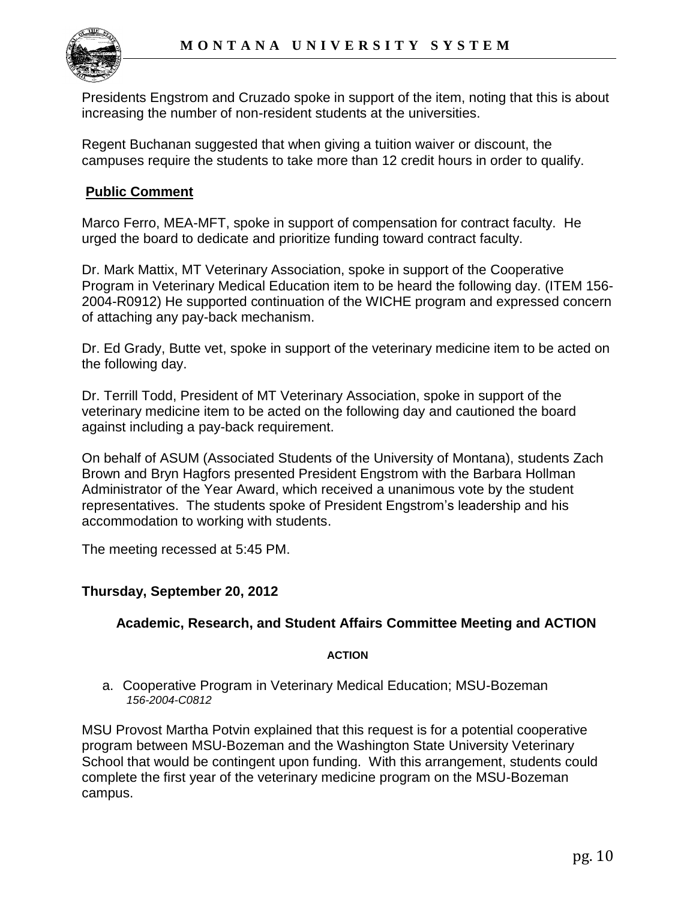Presidents Engstrom and Cruzado spoke in support of the item, noting that this is about increasing the number of non-resident students at the universities.

Regent Buchanan suggested that when giving a tuition waiver or discount, the campuses require the students to take more than 12 credit hours in order to qualify.

## Public Comment

Marco Ferro, MEA-MFT, spoke in support of compensation for contract faculty. He urged the board to dedicate and prioritize funding toward contract faculty.

Dr. Mark Mattix, MT Veterinary Association, spoke in support of the Cooperative Program in Veterinary Medical Education item to be heard the following day. (ITEM 156-2004-R0912) He supported continuation of the WICHE program and expressed concern of attaching any pay-back mechanism.

Dr. Ed Grady, Butte vet, spoke in support of the veterinary medicine item to be acted on the following day.

Dr. Terrill Todd, President of MT Veterinary Association, spoke in support of the veterinary medicine item to be acted on the following day and cautioned the board against including a pay-back requirement.

On behalf of ASUM (Associated Students of the University of Montana), students Zach Brown and Bryn Hagfors presented President Engstrom with the Barbara Hollman Administrator of the Year Award, which received a unanimous vote by the student representatives. The students spoke of President Engstrom's leadership and his accommodation to working with students.

The meeting recessed at 5:45 PM.

## Thursday, September 20, 2012

### Academic, Research, and Student Affairs Committee Meeting and ACTION

**ACTION**

a. Cooperative Program in Veterinary Medical Education; MSU-Bozeman
   *156-2004-C0812*

MSU Provost Martha Potvin explained that this request is for a potential cooperative program between MSU-Bozeman and the Washington State University Veterinary School that would be contingent upon funding. With this arrangement, students could complete the first year of the veterinary medicine program on the MSU-Bozeman campus.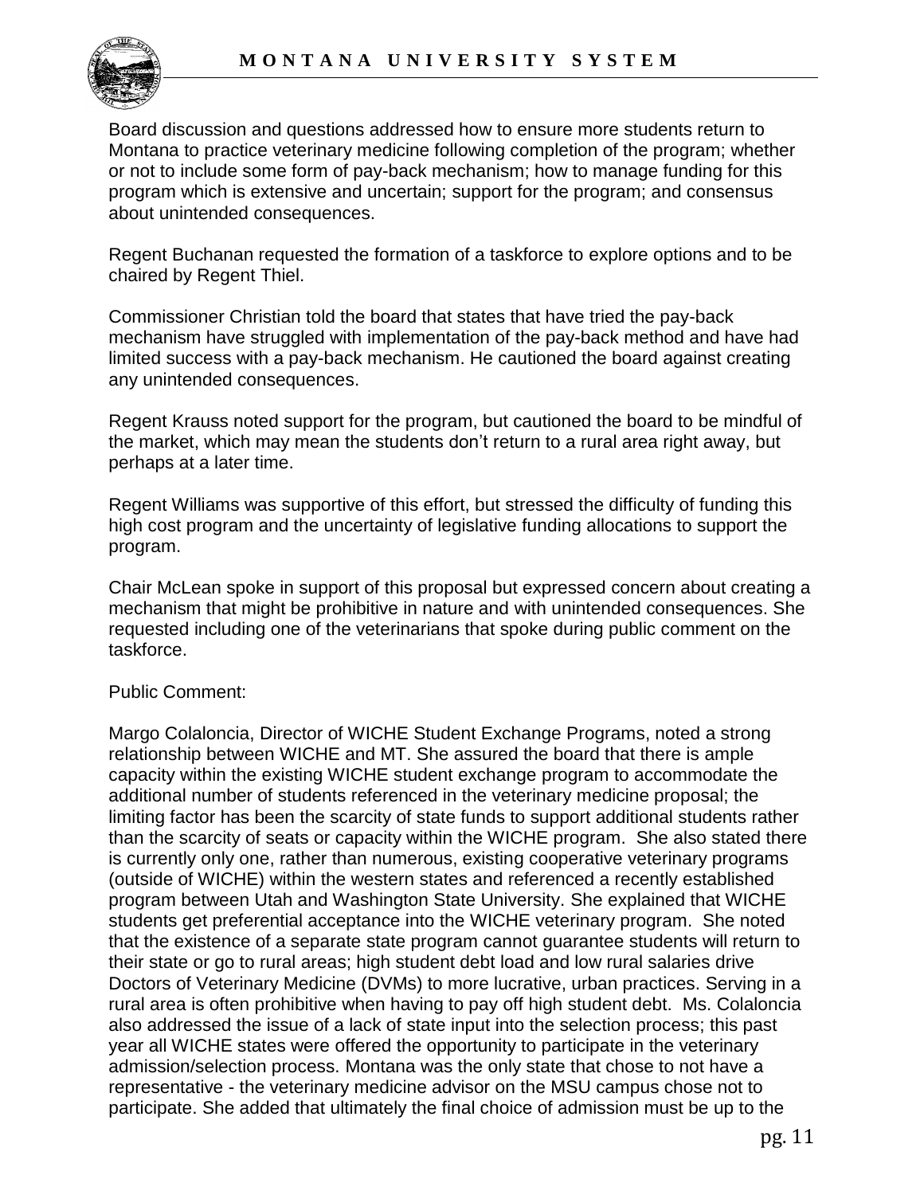Board discussion and questions addressed how to ensure more students return to Montana to practice veterinary medicine following completion of the program; whether or not to include some form of pay-back mechanism; how to manage funding for this program which is extensive and uncertain; support for the program; and consensus about unintended consequences.

Regent Buchanan requested the formation of a taskforce to explore options and to be chaired by Regent Thiel.

Commissioner Christian told the board that states that have tried the pay-back mechanism have struggled with implementation of the pay-back method and have had limited success with a pay-back mechanism. He cautioned the board against creating any unintended consequences.

Regent Krauss noted support for the program, but cautioned the board to be mindful of the market, which may mean the students don't return to a rural area right away, but perhaps at a later time.

Regent Williams was supportive of this effort, but stressed the difficulty of funding this high cost program and the uncertainty of legislative funding allocations to support the program.

Chair McLean spoke in support of this proposal but expressed concern about creating a mechanism that might be prohibitive in nature and with unintended consequences. She requested including one of the veterinarians that spoke during public comment on the taskforce.

Public Comment:

Margo Colaloncia, Director of WICHE Student Exchange Programs, noted a strong relationship between WICHE and MT. She assured the board that there is ample capacity within the existing WICHE student exchange program to accommodate the additional number of students referenced in the veterinary medicine proposal; the limiting factor has been the scarcity of state funds to support additional students rather than the scarcity of seats or capacity within the WICHE program. She also stated there is currently only one, rather than numerous, existing cooperative veterinary programs (outside of WICHE) within the western states and referenced a recently established program between Utah and Washington State University. She explained that WICHE students get preferential acceptance into the WICHE veterinary program. She noted that the existence of a separate state program cannot guarantee students will return to their state or go to rural areas; high student debt load and low rural salaries drive Doctors of Veterinary Medicine (DVMs) to more lucrative, urban practices. Serving in a rural area is often prohibitive when having to pay off high student debt. Ms. Colaloncia also addressed the issue of a lack of state input into the selection process; this past year all WICHE states were offered the opportunity to participate in the veterinary admission/selection process. Montana was the only state that chose to not have a representative - the veterinary medicine advisor on the MSU campus chose not to participate. She added that ultimately the final choice of admission must be up to the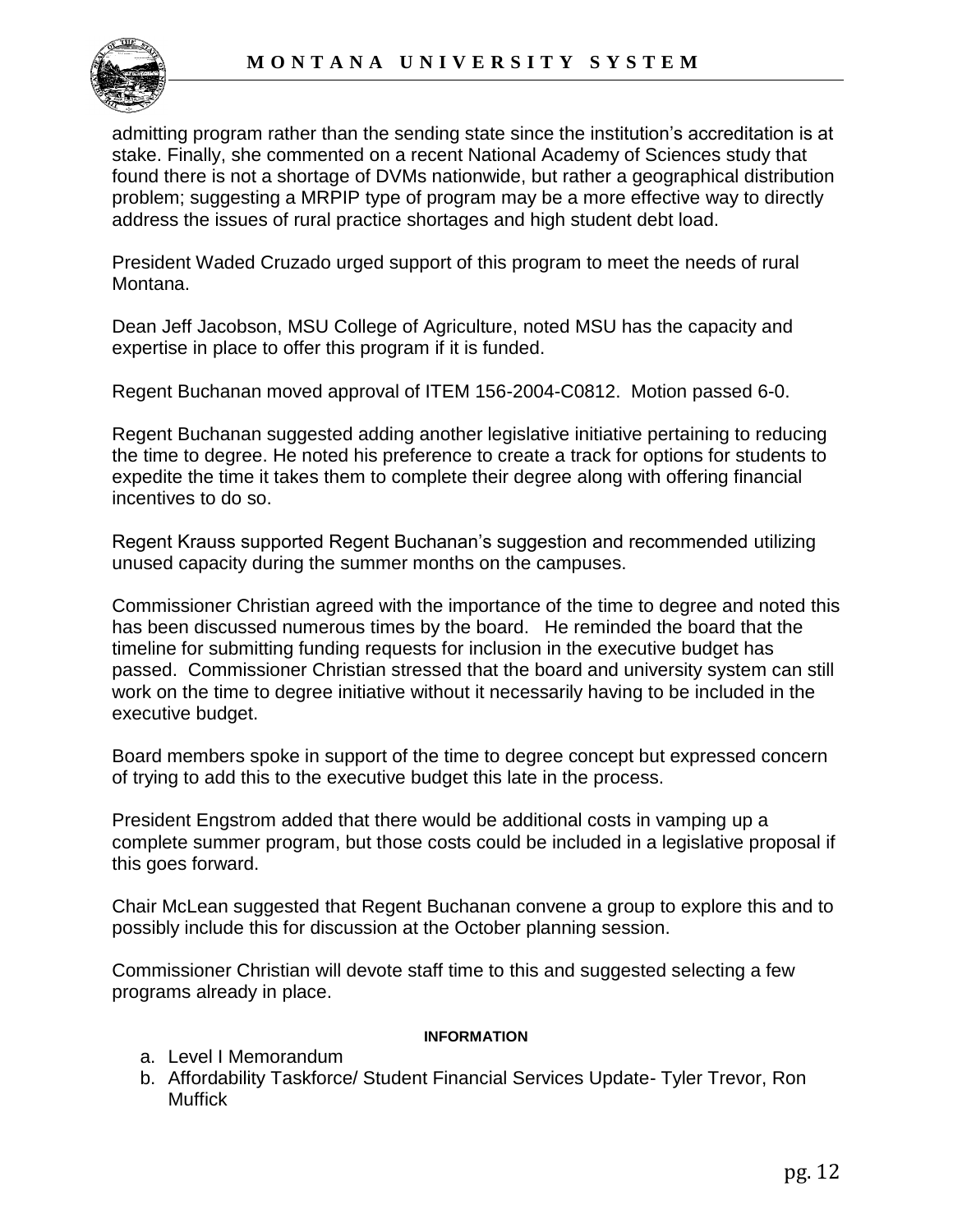admitting program rather than the sending state since the institution's accreditation is at stake. Finally, she commented on a recent National Academy of Sciences study that found there is not a shortage of DVMs nationwide, but rather a geographical distribution problem; suggesting a MRPIP type of program may be a more effective way to directly address the issues of rural practice shortages and high student debt load.

President Waded Cruzado urged support of this program to meet the needs of rural Montana.

Dean Jeff Jacobson, MSU College of Agriculture, noted MSU has the capacity and expertise in place to offer this program if it is funded.

Regent Buchanan moved approval of ITEM 156-2004-C0812. Motion passed 6-0.

Regent Buchanan suggested adding another legislative initiative pertaining to reducing the time to degree. He noted his preference to create a track for options for students to expedite the time it takes them to complete their degree along with offering financial incentives to do so.

Regent Krauss supported Regent Buchanan's suggestion and recommended utilizing unused capacity during the summer months on the campuses.

Commissioner Christian agreed with the importance of the time to degree and noted this has been discussed numerous times by the board. He reminded the board that the timeline for submitting funding requests for inclusion in the executive budget has passed. Commissioner Christian stressed that the board and university system can still work on the time to degree initiative without it necessarily having to be included in the executive budget.

Board members spoke in support of the time to degree concept but expressed concern of trying to add this to the executive budget this late in the process.

President Engstrom added that there would be additional costs in vamping up a complete summer program, but those costs could be included in a legislative proposal if this goes forward.

Chair McLean suggested that Regent Buchanan convene a group to explore this and to possibly include this for discussion at the October planning session.

Commissioner Christian will devote staff time to this and suggested selecting a few programs already in place.

**INFORMATION**

a. Level I Memorandum
b. Affordability Taskforce/ Student Financial Services Update- Tyler Trevor, Ron Muffick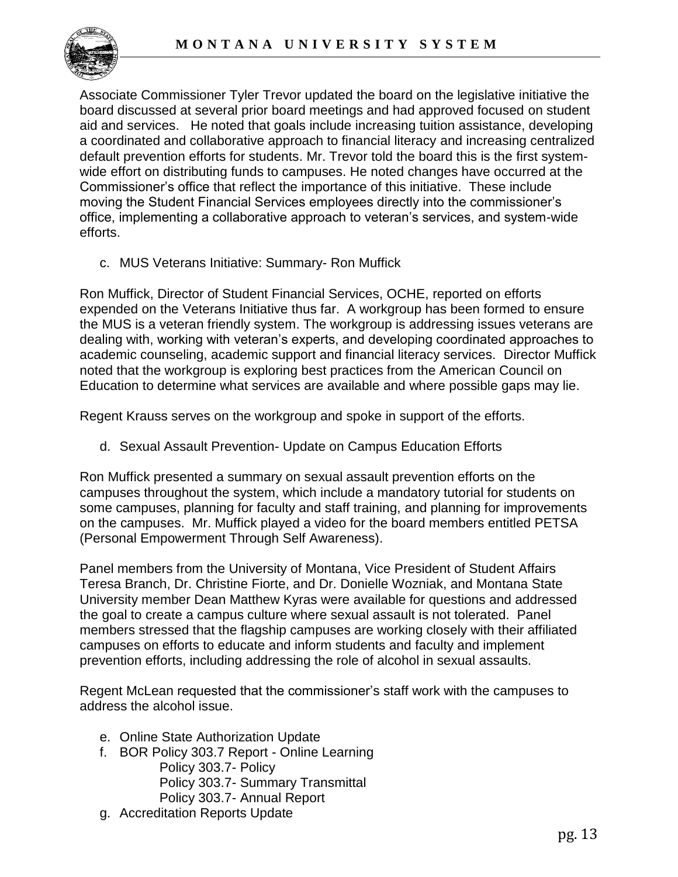Associate Commissioner Tyler Trevor updated the board on the legislative initiative the board discussed at several prior board meetings and had approved focused on student aid and services. He noted that goals include increasing tuition assistance, developing a coordinated and collaborative approach to financial literacy and increasing centralized default prevention efforts for students. Mr. Trevor told the board this is the first system-wide effort on distributing funds to campuses. He noted changes have occurred at the Commissioner's office that reflect the importance of this initiative. These include moving the Student Financial Services employees directly into the commissioner's office, implementing a collaborative approach to veteran's services, and system-wide efforts.

c. MUS Veterans Initiative: Summary- Ron Muffick

Ron Muffick, Director of Student Financial Services, OCHE, reported on efforts expended on the Veterans Initiative thus far. A workgroup has been formed to ensure the MUS is a veteran friendly system. The workgroup is addressing issues veterans are dealing with, working with veteran's experts, and developing coordinated approaches to academic counseling, academic support and financial literacy services. Director Muffick noted that the workgroup is exploring best practices from the American Council on Education to determine what services are available and where possible gaps may lie.

Regent Krauss serves on the workgroup and spoke in support of the efforts.

d. Sexual Assault Prevention- Update on Campus Education Efforts

Ron Muffick presented a summary on sexual assault prevention efforts on the campuses throughout the system, which include a mandatory tutorial for students on some campuses, planning for faculty and staff training, and planning for improvements on the campuses. Mr. Muffick played a video for the board members entitled PETSA (Personal Empowerment Through Self Awareness).

Panel members from the University of Montana, Vice President of Student Affairs Teresa Branch, Dr. Christine Fiorte, and Dr. Donielle Wozniak, and Montana State University member Dean Matthew Kyras were available for questions and addressed the goal to create a campus culture where sexual assault is not tolerated. Panel members stressed that the flagship campuses are working closely with their affiliated campuses on efforts to educate and inform students and faculty and implement prevention efforts, including addressing the role of alcohol in sexual assaults.

Regent McLean requested that the commissioner's staff work with the campuses to address the alcohol issue.

e. Online State Authorization Update
f. BOR Policy 303.7 Report - Online Learning
    - Policy 303.7- Policy
    - Policy 303.7- Summary Transmittal
    - Policy 303.7- Annual Report
g. Accreditation Reports Update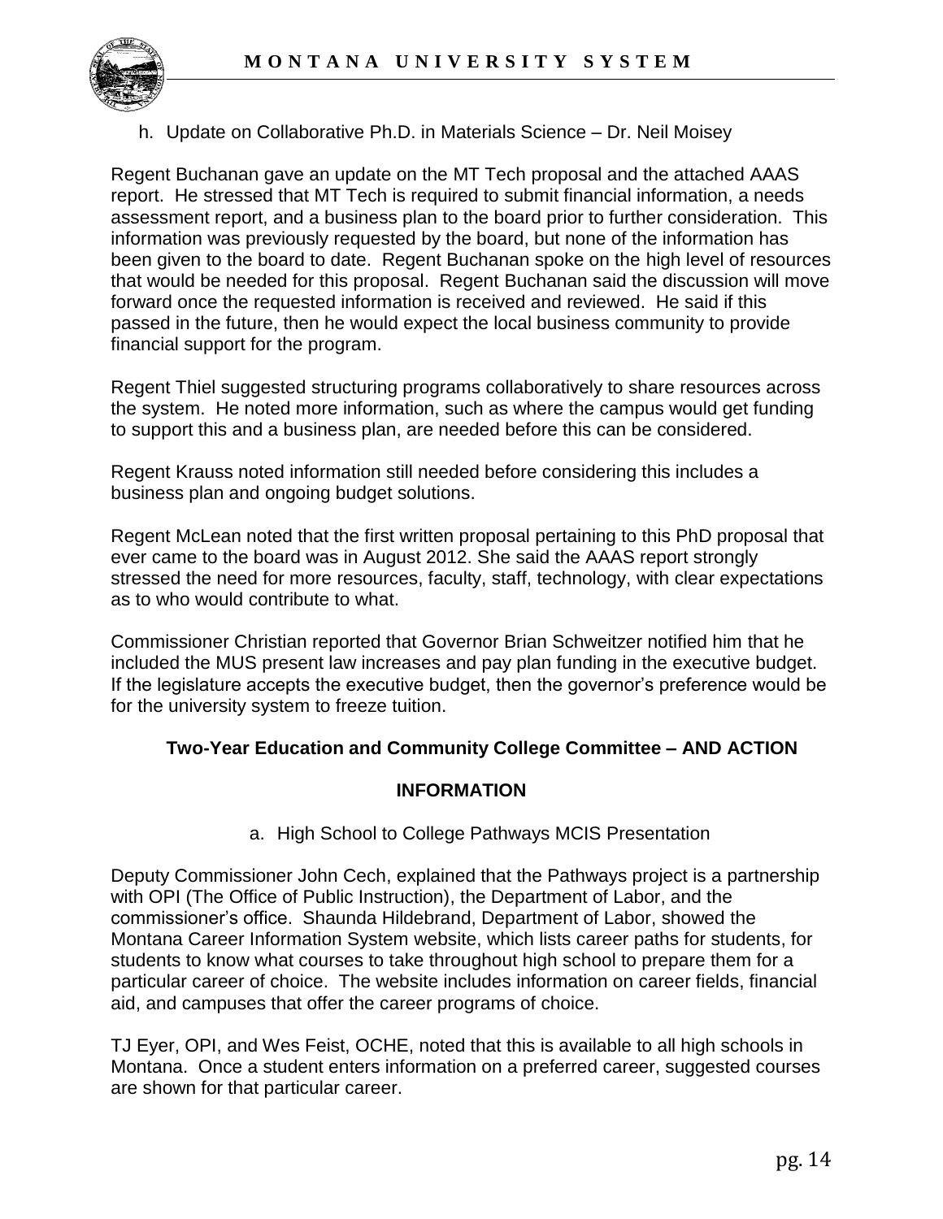h. Update on Collaborative Ph.D. in Materials Science – Dr. Neil Moisey

Regent Buchanan gave an update on the MT Tech proposal and the attached AAAS report. He stressed that MT Tech is required to submit financial information, a needs assessment report, and a business plan to the board prior to further consideration. This information was previously requested by the board, but none of the information has been given to the board to date. Regent Buchanan spoke on the high level of resources that would be needed for this proposal. Regent Buchanan said the discussion will move forward once the requested information is received and reviewed. He said if this passed in the future, then he would expect the local business community to provide financial support for the program.

Regent Thiel suggested structuring programs collaboratively to share resources across the system. He noted more information, such as where the campus would get funding to support this and a business plan, are needed before this can be considered.

Regent Krauss noted information still needed before considering this includes a business plan and ongoing budget solutions.

Regent McLean noted that the first written proposal pertaining to this PhD proposal that ever came to the board was in August 2012. She said the AAAS report strongly stressed the need for more resources, faculty, staff, technology, with clear expectations as to who would contribute to what.

Commissioner Christian reported that Governor Brian Schweitzer notified him that he included the MUS present law increases and pay plan funding in the executive budget. If the legislature accepts the executive budget, then the governor's preference would be for the university system to freeze tuition.

**Two-Year Education and Community College Committee – AND ACTION**

**INFORMATION**

a. High School to College Pathways MCIS Presentation

Deputy Commissioner John Cech, explained that the Pathways project is a partnership with OPI (The Office of Public Instruction), the Department of Labor, and the commissioner's office. Shaunda Hildebrand, Department of Labor, showed the Montana Career Information System website, which lists career paths for students, for students to know what courses to take throughout high school to prepare them for a particular career of choice. The website includes information on career fields, financial aid, and campuses that offer the career programs of choice.

TJ Eyer, OPI, and Wes Feist, OCHE, noted that this is available to all high schools in Montana. Once a student enters information on a preferred career, suggested courses are shown for that particular career.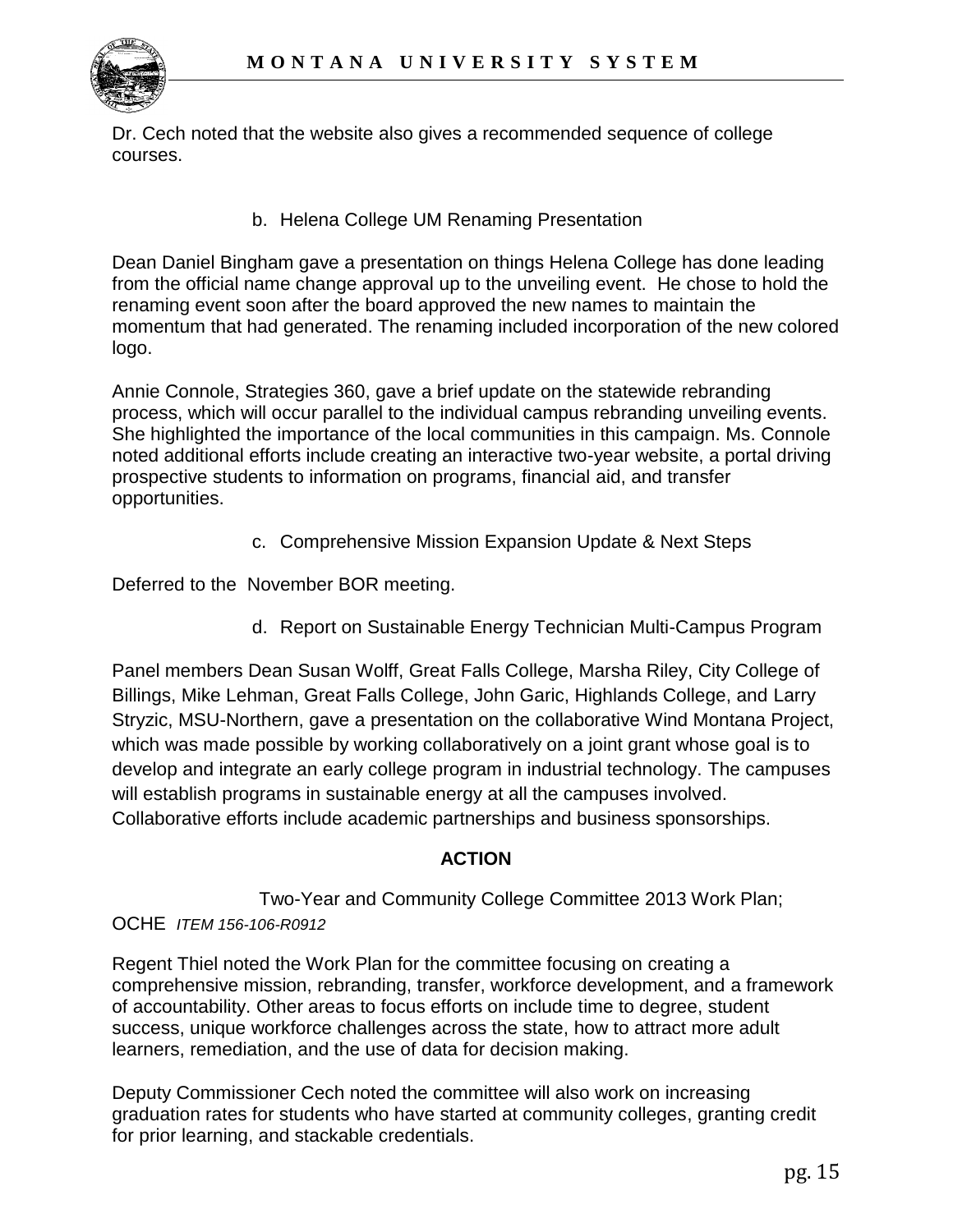Dr. Cech noted that the website also gives a recommended sequence of college courses.

b. Helena College UM Renaming Presentation

Dean Daniel Bingham gave a presentation on things Helena College has done leading from the official name change approval up to the unveiling event. He chose to hold the renaming event soon after the board approved the new names to maintain the momentum that had generated. The renaming included incorporation of the new colored logo.

Annie Connole, Strategies 360, gave a brief update on the statewide rebranding process, which will occur parallel to the individual campus rebranding unveiling events. She highlighted the importance of the local communities in this campaign. Ms. Connole noted additional efforts include creating an interactive two-year website, a portal driving prospective students to information on programs, financial aid, and transfer opportunities.

c. Comprehensive Mission Expansion Update & Next Steps

Deferred to the November BOR meeting.

d. Report on Sustainable Energy Technician Multi-Campus Program

Panel members Dean Susan Wolff, Great Falls College, Marsha Riley, City College of Billings, Mike Lehman, Great Falls College, John Garic, Highlands College, and Larry Stryzic, MSU-Northern, gave a presentation on the collaborative Wind Montana Project, which was made possible by working collaboratively on a joint grant whose goal is to develop and integrate an early college program in industrial technology. The campuses will establish programs in sustainable energy at all the campuses involved. Collaborative efforts include academic partnerships and business sponsorships.

**ACTION**

Two-Year and Community College Committee 2013 Work Plan; OCHE *ITEM 156-106-R0912*

Regent Thiel noted the Work Plan for the committee focusing on creating a comprehensive mission, rebranding, transfer, workforce development, and a framework of accountability. Other areas to focus efforts on include time to degree, student success, unique workforce challenges across the state, how to attract more adult learners, remediation, and the use of data for decision making.

Deputy Commissioner Cech noted the committee will also work on increasing graduation rates for students who have started at community colleges, granting credit for prior learning, and stackable credentials.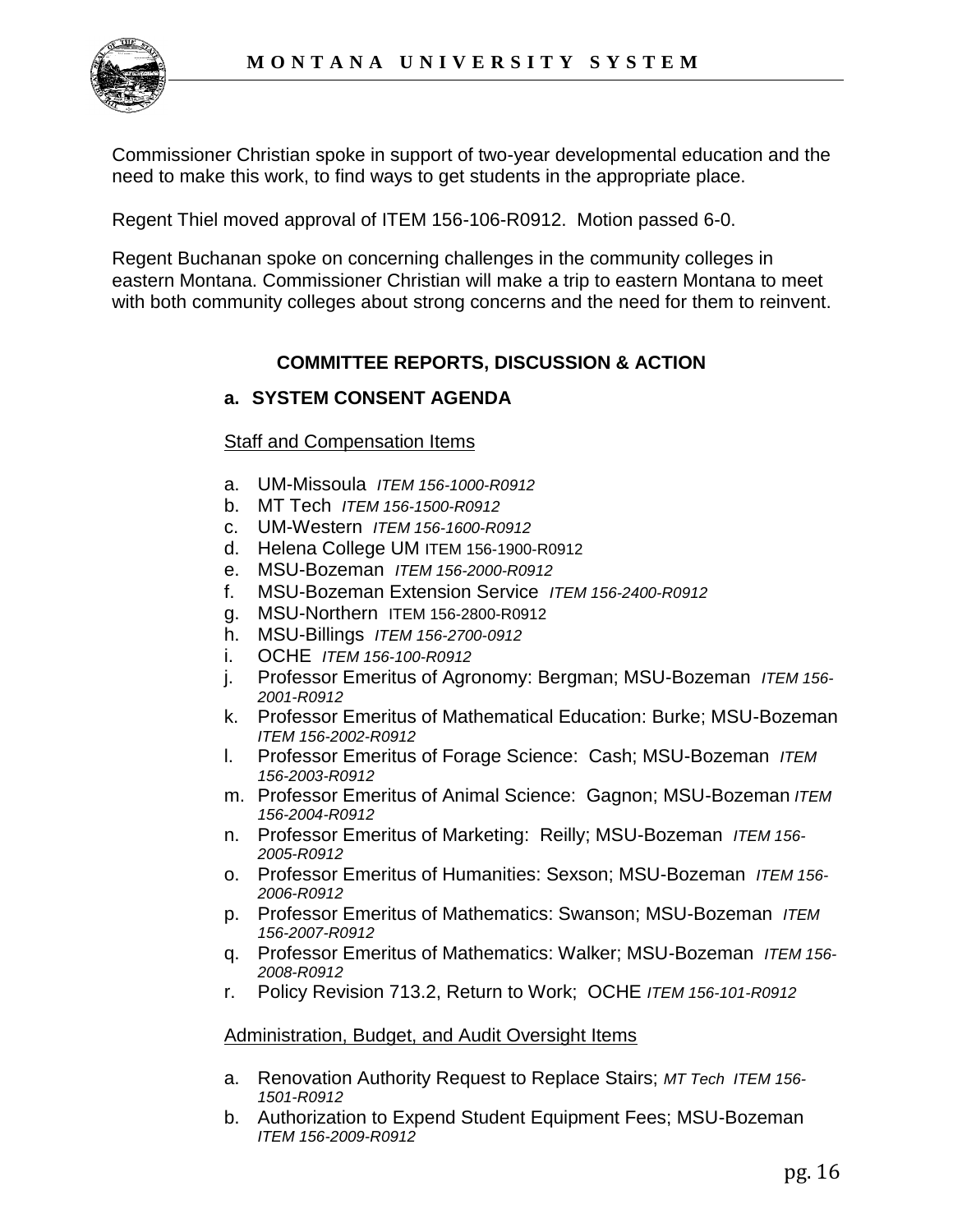Commissioner Christian spoke in support of two-year developmental education and the need to make this work, to find ways to get students in the appropriate place.

Regent Thiel moved approval of ITEM 156-106-R0912. Motion passed 6-0.

Regent Buchanan spoke on concerning challenges in the community colleges in eastern Montana. Commissioner Christian will make a trip to eastern Montana to meet with both community colleges about strong concerns and the need for them to reinvent.

## COMMITTEE REPORTS, DISCUSSION & ACTION

### a. SYSTEM CONSENT AGENDA

Staff and Compensation Items

a. UM-Missoula *ITEM 156-1000-R0912*
b. MT Tech *ITEM 156-1500-R0912*
c. UM-Western *ITEM 156-1600-R0912*
d. Helena College UM ITEM 156-1900-R0912
e. MSU-Bozeman *ITEM 156-2000-R0912*
f. MSU-Bozeman Extension Service *ITEM 156-2400-R0912*
g. MSU-Northern ITEM 156-2800-R0912
h. MSU-Billings *ITEM 156-2700-0912*
i. OCHE *ITEM 156-100-R0912*
j. Professor Emeritus of Agronomy: Bergman; MSU-Bozeman *ITEM 156-2001-R0912*
k. Professor Emeritus of Mathematical Education: Burke; MSU-Bozeman *ITEM 156-2002-R0912*
l. Professor Emeritus of Forage Science: Cash; MSU-Bozeman *ITEM 156-2003-R0912*
m. Professor Emeritus of Animal Science: Gagnon; MSU-Bozeman *ITEM 156-2004-R0912*
n. Professor Emeritus of Marketing: Reilly; MSU-Bozeman *ITEM 156-2005-R0912*
o. Professor Emeritus of Humanities: Sexson; MSU-Bozeman *ITEM 156-2006-R0912*
p. Professor Emeritus of Mathematics: Swanson; MSU-Bozeman *ITEM 156-2007-R0912*
q. Professor Emeritus of Mathematics: Walker; MSU-Bozeman *ITEM 156-2008-R0912*
r. Policy Revision 713.2, Return to Work; OCHE *ITEM 156-101-R0912*

Administration, Budget, and Audit Oversight Items

a. Renovation Authority Request to Replace Stairs; *MT Tech ITEM 156-1501-R0912*
b. Authorization to Expend Student Equipment Fees; MSU-Bozeman *ITEM 156-2009-R0912*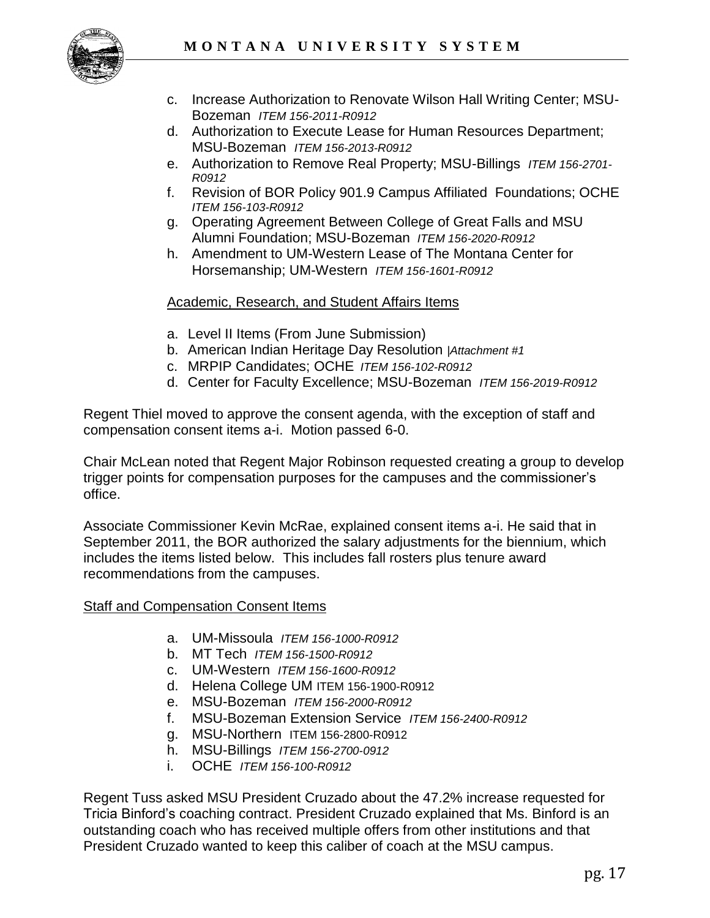c. Increase Authorization to Renovate Wilson Hall Writing Center; MSU-Bozeman *ITEM 156-2011-R0912*
d. Authorization to Execute Lease for Human Resources Department; MSU-Bozeman *ITEM 156-2013-R0912*
e. Authorization to Remove Real Property; MSU-Billings *ITEM 156-2701-R0912*
f. Revision of BOR Policy 901.9 Campus Affiliated Foundations; OCHE *ITEM 156-103-R0912*
g. Operating Agreement Between College of Great Falls and MSU Alumni Foundation; MSU-Bozeman *ITEM 156-2020-R0912*
h. Amendment to UM-Western Lease of The Montana Center for Horsemanship; UM-Western *ITEM 156-1601-R0912*

Academic, Research, and Student Affairs Items

a. Level II Items (From June Submission)
b. American Indian Heritage Day Resolution |*Attachment #1*
c. MRPIP Candidates; OCHE *ITEM 156-102-R0912*
d. Center for Faculty Excellence; MSU-Bozeman *ITEM 156-2019-R0912*

Regent Thiel moved to approve the consent agenda, with the exception of staff and compensation consent items a-i. Motion passed 6-0.

Chair McLean noted that Regent Major Robinson requested creating a group to develop trigger points for compensation purposes for the campuses and the commissioner's office.

Associate Commissioner Kevin McRae, explained consent items a-i. He said that in September 2011, the BOR authorized the salary adjustments for the biennium, which includes the items listed below. This includes fall rosters plus tenure award recommendations from the campuses.

Staff and Compensation Consent Items

a. UM-Missoula *ITEM 156-1000-R0912*
b. MT Tech *ITEM 156-1500-R0912*
c. UM-Western *ITEM 156-1600-R0912*
d. Helena College UM ITEM 156-1900-R0912
e. MSU-Bozeman *ITEM 156-2000-R0912*
f. MSU-Bozeman Extension Service *ITEM 156-2400-R0912*
g. MSU-Northern ITEM 156-2800-R0912
h. MSU-Billings *ITEM 156-2700-0912*
i. OCHE *ITEM 156-100-R0912*

Regent Tuss asked MSU President Cruzado about the 47.2% increase requested for Tricia Binford's coaching contract. President Cruzado explained that Ms. Binford is an outstanding coach who has received multiple offers from other institutions and that President Cruzado wanted to keep this caliber of coach at the MSU campus.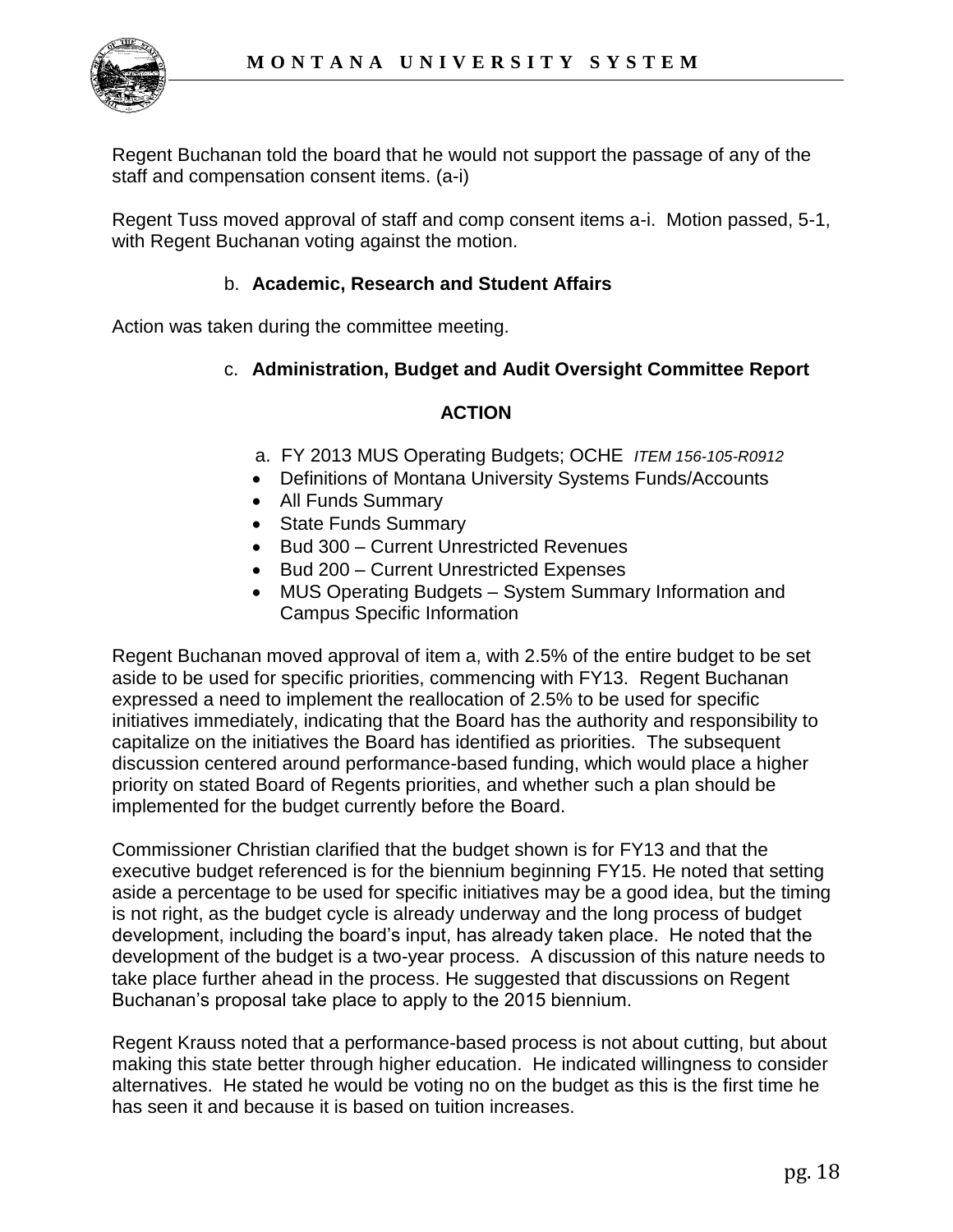Regent Buchanan told the board that he would not support the passage of any of the staff and compensation consent items. (a-i)

Regent Tuss moved approval of staff and comp consent items a-i. Motion passed, 5-1, with Regent Buchanan voting against the motion.

b. **Academic, Research and Student Affairs**

Action was taken during the committee meeting.

c. **Administration, Budget and Audit Oversight Committee Report**

**ACTION**

a. FY 2013 MUS Operating Budgets; OCHE *ITEM 156-105-R0912*

- Definitions of Montana University Systems Funds/Accounts
- All Funds Summary
- State Funds Summary
- Bud 300 – Current Unrestricted Revenues
- Bud 200 – Current Unrestricted Expenses
- MUS Operating Budgets – System Summary Information and Campus Specific Information

Regent Buchanan moved approval of item a, with 2.5% of the entire budget to be set aside to be used for specific priorities, commencing with FY13. Regent Buchanan expressed a need to implement the reallocation of 2.5% to be used for specific initiatives immediately, indicating that the Board has the authority and responsibility to capitalize on the initiatives the Board has identified as priorities. The subsequent discussion centered around performance-based funding, which would place a higher priority on stated Board of Regents priorities, and whether such a plan should be implemented for the budget currently before the Board.

Commissioner Christian clarified that the budget shown is for FY13 and that the executive budget referenced is for the biennium beginning FY15. He noted that setting aside a percentage to be used for specific initiatives may be a good idea, but the timing is not right, as the budget cycle is already underway and the long process of budget development, including the board's input, has already taken place. He noted that the development of the budget is a two-year process. A discussion of this nature needs to take place further ahead in the process. He suggested that discussions on Regent Buchanan's proposal take place to apply to the 2015 biennium.

Regent Krauss noted that a performance-based process is not about cutting, but about making this state better through higher education. He indicated willingness to consider alternatives. He stated he would be voting no on the budget as this is the first time he has seen it and because it is based on tuition increases.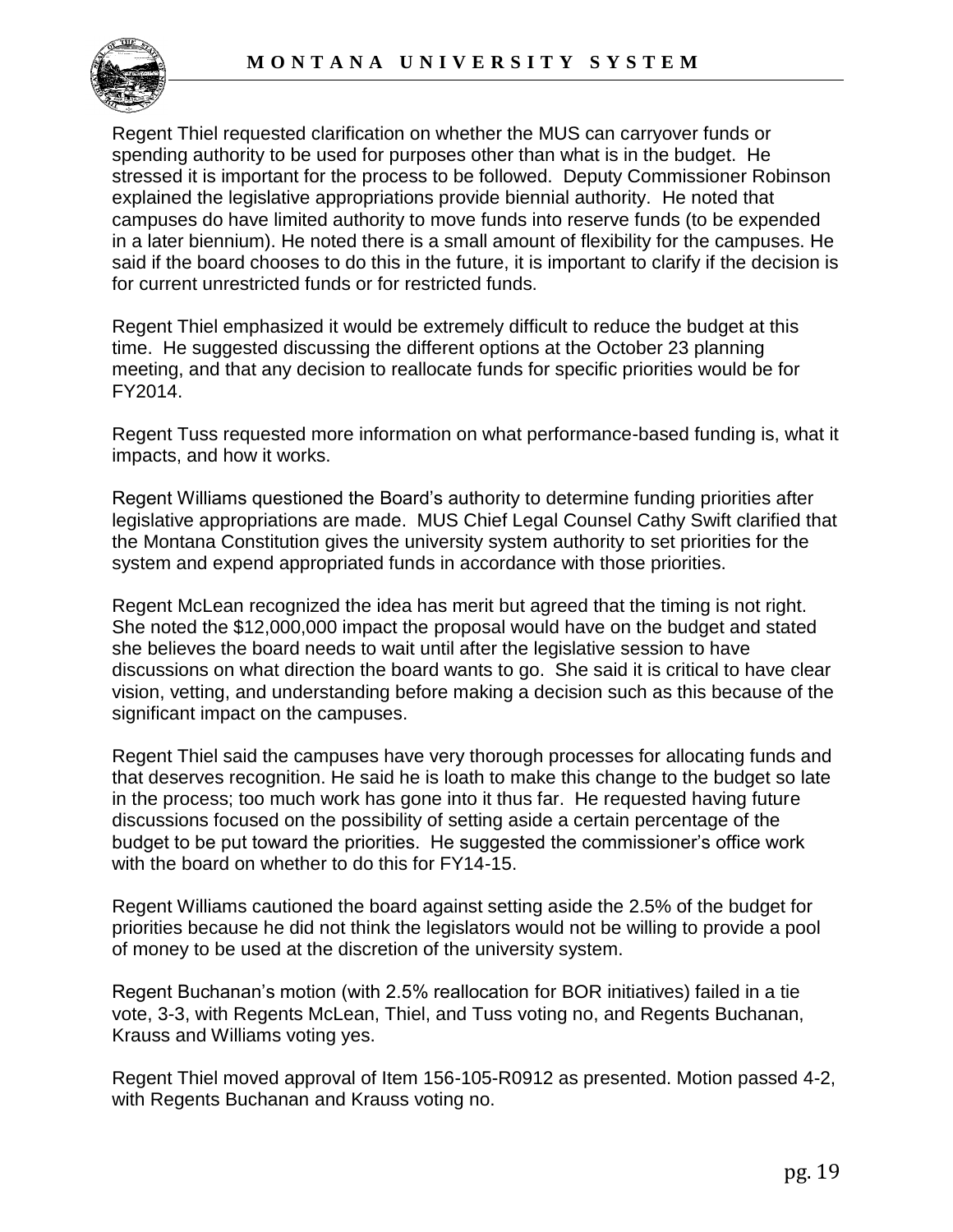Regent Thiel requested clarification on whether the MUS can carryover funds or spending authority to be used for purposes other than what is in the budget. He stressed it is important for the process to be followed. Deputy Commissioner Robinson explained the legislative appropriations provide biennial authority. He noted that campuses do have limited authority to move funds into reserve funds (to be expended in a later biennium). He noted there is a small amount of flexibility for the campuses. He said if the board chooses to do this in the future, it is important to clarify if the decision is for current unrestricted funds or for restricted funds.

Regent Thiel emphasized it would be extremely difficult to reduce the budget at this time. He suggested discussing the different options at the October 23 planning meeting, and that any decision to reallocate funds for specific priorities would be for FY2014.

Regent Tuss requested more information on what performance-based funding is, what it impacts, and how it works.

Regent Williams questioned the Board's authority to determine funding priorities after legislative appropriations are made. MUS Chief Legal Counsel Cathy Swift clarified that the Montana Constitution gives the university system authority to set priorities for the system and expend appropriated funds in accordance with those priorities.

Regent McLean recognized the idea has merit but agreed that the timing is not right. She noted the $12,000,000 impact the proposal would have on the budget and stated she believes the board needs to wait until after the legislative session to have discussions on what direction the board wants to go. She said it is critical to have clear vision, vetting, and understanding before making a decision such as this because of the significant impact on the campuses.

Regent Thiel said the campuses have very thorough processes for allocating funds and that deserves recognition. He said he is loath to make this change to the budget so late in the process; too much work has gone into it thus far. He requested having future discussions focused on the possibility of setting aside a certain percentage of the budget to be put toward the priorities. He suggested the commissioner's office work with the board on whether to do this for FY14-15.

Regent Williams cautioned the board against setting aside the 2.5% of the budget for priorities because he did not think the legislators would not be willing to provide a pool of money to be used at the discretion of the university system.

Regent Buchanan's motion (with 2.5% reallocation for BOR initiatives) failed in a tie vote, 3-3, with Regents McLean, Thiel, and Tuss voting no, and Regents Buchanan, Krauss and Williams voting yes.

Regent Thiel moved approval of Item 156-105-R0912 as presented. Motion passed 4-2, with Regents Buchanan and Krauss voting no.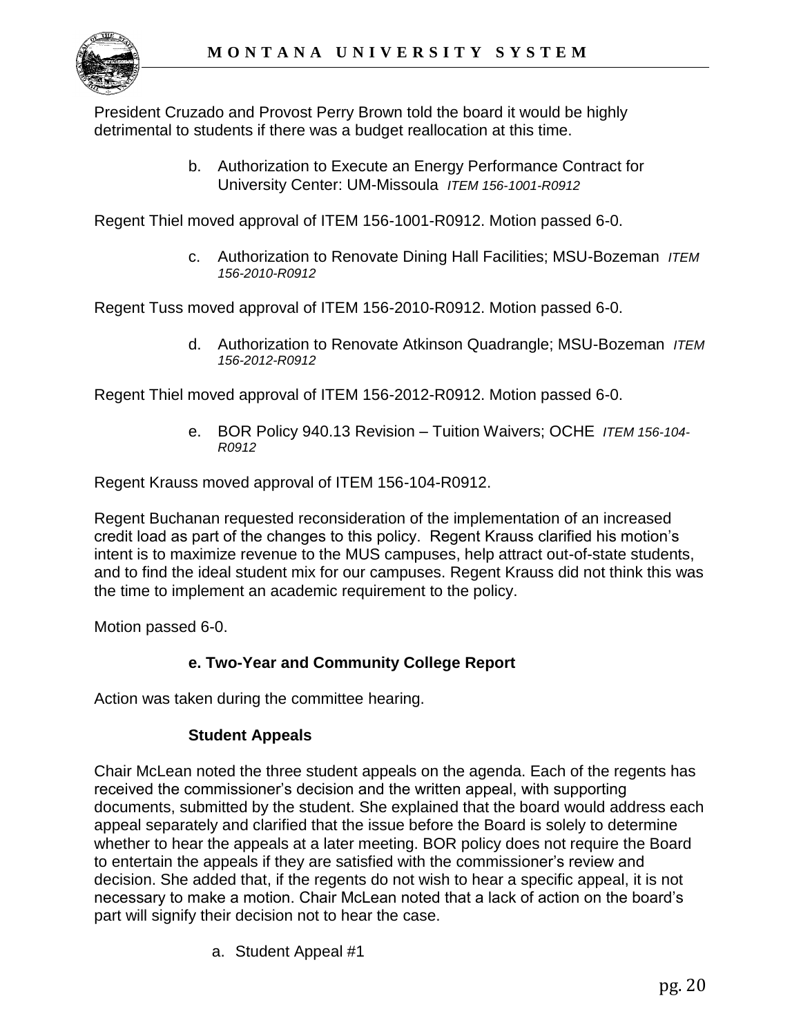President Cruzado and Provost Perry Brown told the board it would be highly detrimental to students if there was a budget reallocation at this time.

b. Authorization to Execute an Energy Performance Contract for University Center: UM-Missoula *ITEM 156-1001-R0912*

Regent Thiel moved approval of ITEM 156-1001-R0912. Motion passed 6-0.

c. Authorization to Renovate Dining Hall Facilities; MSU-Bozeman *ITEM 156-2010-R0912*

Regent Tuss moved approval of ITEM 156-2010-R0912. Motion passed 6-0.

d. Authorization to Renovate Atkinson Quadrangle; MSU-Bozeman *ITEM 156-2012-R0912*

Regent Thiel moved approval of ITEM 156-2012-R0912. Motion passed 6-0.

e. BOR Policy 940.13 Revision – Tuition Waivers; OCHE *ITEM 156-104-R0912*

Regent Krauss moved approval of ITEM 156-104-R0912.

Regent Buchanan requested reconsideration of the implementation of an increased credit load as part of the changes to this policy. Regent Krauss clarified his motion's intent is to maximize revenue to the MUS campuses, help attract out-of-state students, and to find the ideal student mix for our campuses. Regent Krauss did not think this was the time to implement an academic requirement to the policy.

Motion passed 6-0.

**e. Two-Year and Community College Report**

Action was taken during the committee hearing.

**Student Appeals**

Chair McLean noted the three student appeals on the agenda. Each of the regents has received the commissioner's decision and the written appeal, with supporting documents, submitted by the student. She explained that the board would address each appeal separately and clarified that the issue before the Board is solely to determine whether to hear the appeals at a later meeting. BOR policy does not require the Board to entertain the appeals if they are satisfied with the commissioner's review and decision. She added that, if the regents do not wish to hear a specific appeal, it is not necessary to make a motion. Chair McLean noted that a lack of action on the board's part will signify their decision not to hear the case.

a. Student Appeal #1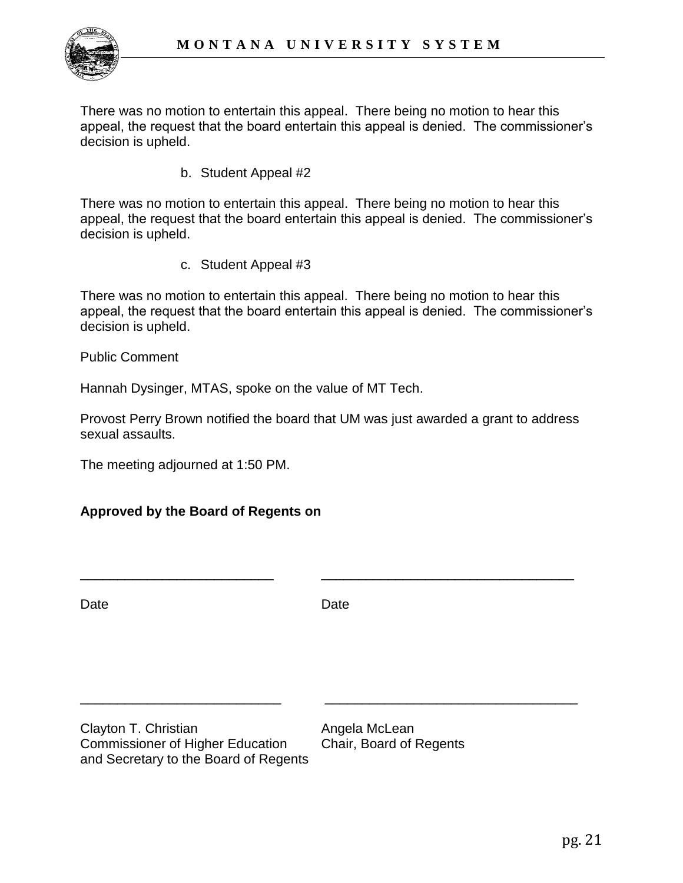There was no motion to entertain this appeal. There being no motion to hear this appeal, the request that the board entertain this appeal is denied. The commissioner's decision is upheld.

b. Student Appeal #2

There was no motion to entertain this appeal. There being no motion to hear this appeal, the request that the board entertain this appeal is denied. The commissioner's decision is upheld.

c. Student Appeal #3

There was no motion to entertain this appeal. There being no motion to hear this appeal, the request that the board entertain this appeal is denied. The commissioner's decision is upheld.

Public Comment

Hannah Dysinger, MTAS, spoke on the value of MT Tech.

Provost Perry Brown notified the board that UM was just awarded a grant to address sexual assaults.

The meeting adjourned at 1:50 PM.

**Approved by the Board of Regents on**

| | |
|---|---|
| ___________________________ | ___________________________________ |
| Date | Date |
| ___________________________ | ___________________________________ |
| Clayton T. Christian<br>Commissioner of Higher Education<br>and Secretary to the Board of Regents | Angela McLean<br>Chair, Board of Regents |